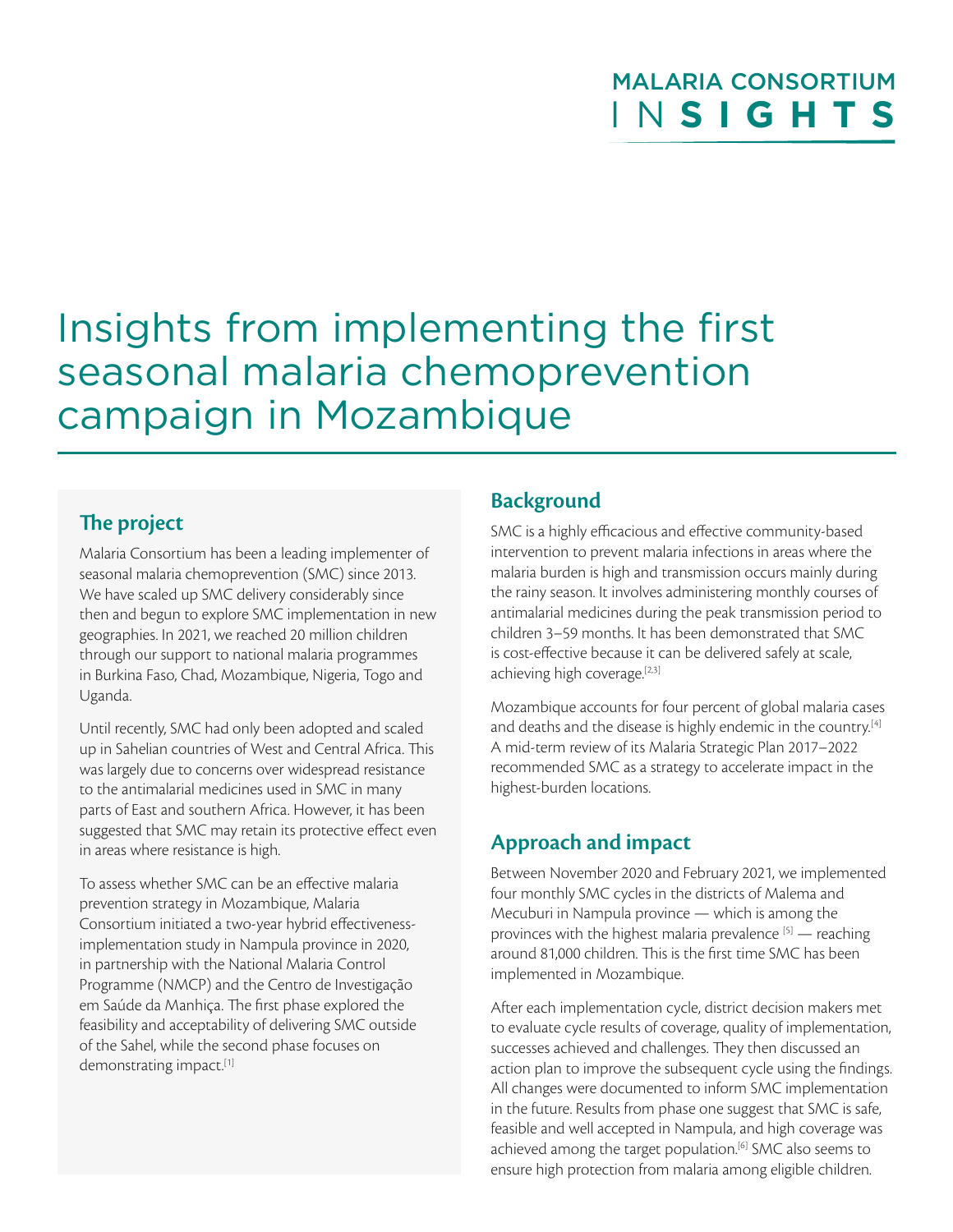MALARIA CONSORTIUM INSIGHTS

# Insights from implementing the first seasonal malaria chemoprevention campaign in Mozambique

## The project

Malaria Consortium has been a leading implementer of seasonal malaria chemoprevention (SMC) since 2013. We have scaled up SMC delivery considerably since then and begun to explore SMC implementation in new geographies. In 2021, we reached 20 million children through our support to national malaria programmes in Burkina Faso, Chad, Mozambique, Nigeria, Togo and Uganda.

Until recently, SMC had only been adopted and scaled up in Sahelian countries of West and Central Africa. This was largely due to concerns over widespread resistance to the antimalarial medicines used in SMC in many parts of East and southern Africa. However, it has been suggested that SMC may retain its protective effect even in areas where resistance is high.

To assess whether SMC can be an effective malaria prevention strategy in Mozambique, Malaria Consortium initiated a two-year hybrid effectiveness-implementation study in Nampula province in 2020, in partnership with the National Malaria Control Programme (NMCP) and the Centro de Investigação em Saúde da Manhiça. The first phase explored the feasibility and acceptability of delivering SMC outside of the Sahel, while the second phase focuses on demonstrating impact.[1]

## Background

SMC is a highly efficacious and effective community-based intervention to prevent malaria infections in areas where the malaria burden is high and transmission occurs mainly during the rainy season. It involves administering monthly courses of antimalarial medicines during the peak transmission period to children 3–59 months. It has been demonstrated that SMC is cost-effective because it can be delivered safely at scale, achieving high coverage.[2,3]

Mozambique accounts for four percent of global malaria cases and deaths and the disease is highly endemic in the country.[4] A mid-term review of its Malaria Strategic Plan 2017–2022 recommended SMC as a strategy to accelerate impact in the highest-burden locations.

## Approach and impact

Between November 2020 and February 2021, we implemented four monthly SMC cycles in the districts of Malema and Mecuburi in Nampula province — which is among the provinces with the highest malaria prevalence [5] — reaching around 81,000 children. This is the first time SMC has been implemented in Mozambique.

After each implementation cycle, district decision makers met to evaluate cycle results of coverage, quality of implementation, successes achieved and challenges. They then discussed an action plan to improve the subsequent cycle using the findings. All changes were documented to inform SMC implementation in the future. Results from phase one suggest that SMC is safe, feasible and well accepted in Nampula, and high coverage was achieved among the target population.[6] SMC also seems to ensure high protection from malaria among eligible children.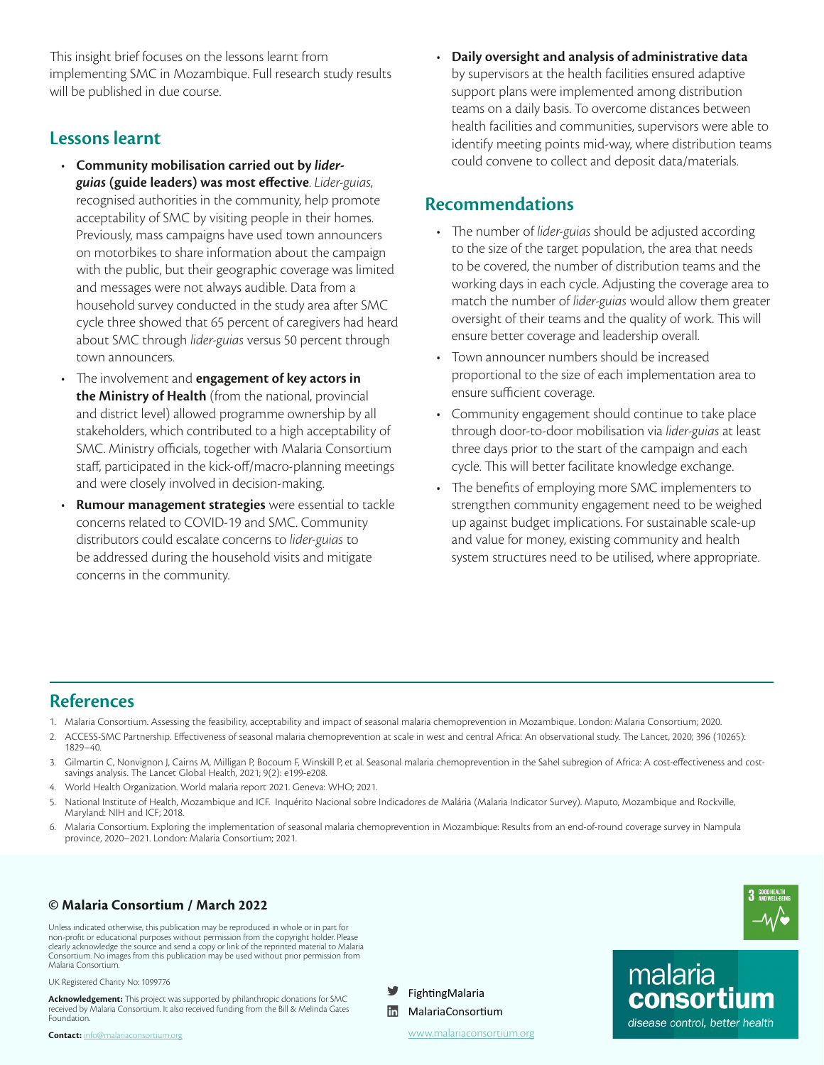This insight brief focuses on the lessons learnt from implementing SMC in Mozambique. Full research study results will be published in due course.

## Lessons learnt

- **Community mobilisation carried out by *lider-guias* (guide leaders) was most effective**. *Lider-guias*, recognised authorities in the community, help promote acceptability of SMC by visiting people in their homes. Previously, mass campaigns have used town announcers on motorbikes to share information about the campaign with the public, but their geographic coverage was limited and messages were not always audible. Data from a household survey conducted in the study area after SMC cycle three showed that 65 percent of caregivers had heard about SMC through *lider-guias* versus 50 percent through town announcers.
- The involvement and **engagement of key actors in the Ministry of Health** (from the national, provincial and district level) allowed programme ownership by all stakeholders, which contributed to a high acceptability of SMC. Ministry officials, together with Malaria Consortium staff, participated in the kick-off/macro-planning meetings and were closely involved in decision-making.
- **Rumour management strategies** were essential to tackle concerns related to COVID-19 and SMC. Community distributors could escalate concerns to *lider-guias* to be addressed during the household visits and mitigate concerns in the community.
- **Daily oversight and analysis of administrative data** by supervisors at the health facilities ensured adaptive support plans were implemented among distribution teams on a daily basis. To overcome distances between health facilities and communities, supervisors were able to identify meeting points mid-way, where distribution teams could convene to collect and deposit data/materials.

## Recommendations

- The number of *lider-guias* should be adjusted according to the size of the target population, the area that needs to be covered, the number of distribution teams and the working days in each cycle. Adjusting the coverage area to match the number of *lider-guias* would allow them greater oversight of their teams and the quality of work. This will ensure better coverage and leadership overall.
- Town announcer numbers should be increased proportional to the size of each implementation area to ensure sufficient coverage.
- Community engagement should continue to take place through door-to-door mobilisation via *lider-guias* at least three days prior to the start of the campaign and each cycle. This will better facilitate knowledge exchange.
- The benefits of employing more SMC implementers to strengthen community engagement need to be weighed up against budget implications. For sustainable scale-up and value for money, existing community and health system structures need to be utilised, where appropriate.

## References

1. Malaria Consortium. Assessing the feasibility, acceptability and impact of seasonal malaria chemoprevention in Mozambique. London: Malaria Consortium; 2020.
2. ACCESS-SMC Partnership. Effectiveness of seasonal malaria chemoprevention at scale in west and central Africa: An observational study. The Lancet, 2020; 396 (10265): 1829–40.
3. Gilmartin C, Nonvignon J, Cairns M, Milligan P, Bocoum F, Winskill P, et al. Seasonal malaria chemoprevention in the Sahel subregion of Africa: A cost-effectiveness and cost-savings analysis. The Lancet Global Health, 2021; 9(2): e199-e208.
4. World Health Organization. World malaria report 2021. Geneva: WHO; 2021.
5. National Institute of Health, Mozambique and ICF. Inquérito Nacional sobre Indicadores de Malária (Malaria Indicator Survey). Maputo, Mozambique and Rockville, Maryland: NIH and ICF; 2018.
6. Malaria Consortium. Exploring the implementation of seasonal malaria chemoprevention in Mozambique: Results from an end-of-round coverage survey in Nampula province, 2020–2021. London: Malaria Consortium; 2021.

**© Malaria Consortium / March 2022**

Unless indicated otherwise, this publication may be reproduced in whole or in part for non-profit or educational purposes without permission from the copyright holder. Please clearly acknowledge the source and send a copy or link of the reprinted material to Malaria Consortium. No images from this publication may be used without prior permission from Malaria Consortium.

UK Registered Charity No: 1099776

**Acknowledgement:** This project was supported by philanthropic donations for SMC received by Malaria Consortium. It also received funding from the Bill & Melinda Gates Foundation.

**Contact:** info@malariaconsortium.org

FightingMalaria

MalariaConsortium

www.malariaconsortium.org

malaria **consortium**

disease control, better health